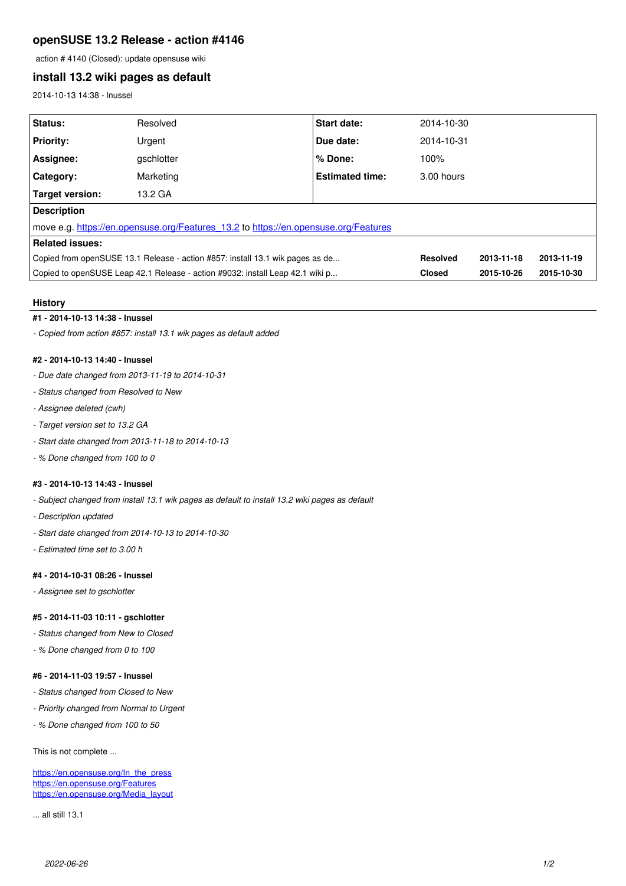## openSUSE 13.2 Release - action #4146

action # 4140 (Closed): update opensuse wiki

## install 13.2 wiki pages as default

2014-10-13 14:38 - lnussel

| | | | |
|---|---|---|---|
| **Status:** | Resolved | **Start date:** | 2014-10-30 |
| **Priority:** | Urgent | **Due date:** | 2014-10-31 |
| **Assignee:** | gschlotter | **% Done:** | 100% |
| **Category:** | Marketing | **Estimated time:** | 3.00 hours |
| **Target version:** | 13.2 GA | | |

**Description**

move e.g. https://en.opensuse.org/Features_13.2 to https://en.opensuse.org/Features

**Related issues:**

| | | | |
|---|---|---|---|
| Copied from openSUSE 13.1 Release - action #857: install 13.1 wik pages as de... | **Resolved** | **2013-11-18** | **2013-11-19** |
| Copied to openSUSE Leap 42.1 Release - action #9032: install Leap 42.1 wiki p... | **Closed** | **2015-10-26** | **2015-10-30** |

### History

#### #1 - 2014-10-13 14:38 - lnussel

*- Copied from action #857: install 13.1 wik pages as default added*

#### #2 - 2014-10-13 14:40 - lnussel

*- Due date changed from 2013-11-19 to 2014-10-31*

*- Status changed from Resolved to New*

*- Assignee deleted (cwh)*

*- Target version set to 13.2 GA*

*- Start date changed from 2013-11-18 to 2014-10-13*

*- % Done changed from 100 to 0*

#### #3 - 2014-10-13 14:43 - lnussel

*- Subject changed from install 13.1 wik pages as default to install 13.2 wiki pages as default*

*- Description updated*

*- Start date changed from 2014-10-13 to 2014-10-30*

*- Estimated time set to 3.00 h*

#### #4 - 2014-10-31 08:26 - lnussel

*- Assignee set to gschlotter*

#### #5 - 2014-11-03 10:11 - gschlotter

*- Status changed from New to Closed*

*- % Done changed from 0 to 100*

#### #6 - 2014-11-03 19:57 - lnussel

*- Status changed from Closed to New*

*- Priority changed from Normal to Urgent*

*- % Done changed from 100 to 50*

This is not complete ...

https://en.opensuse.org/In_the_press
https://en.opensuse.org/Features
https://en.opensuse.org/Media_layout

... all still 13.1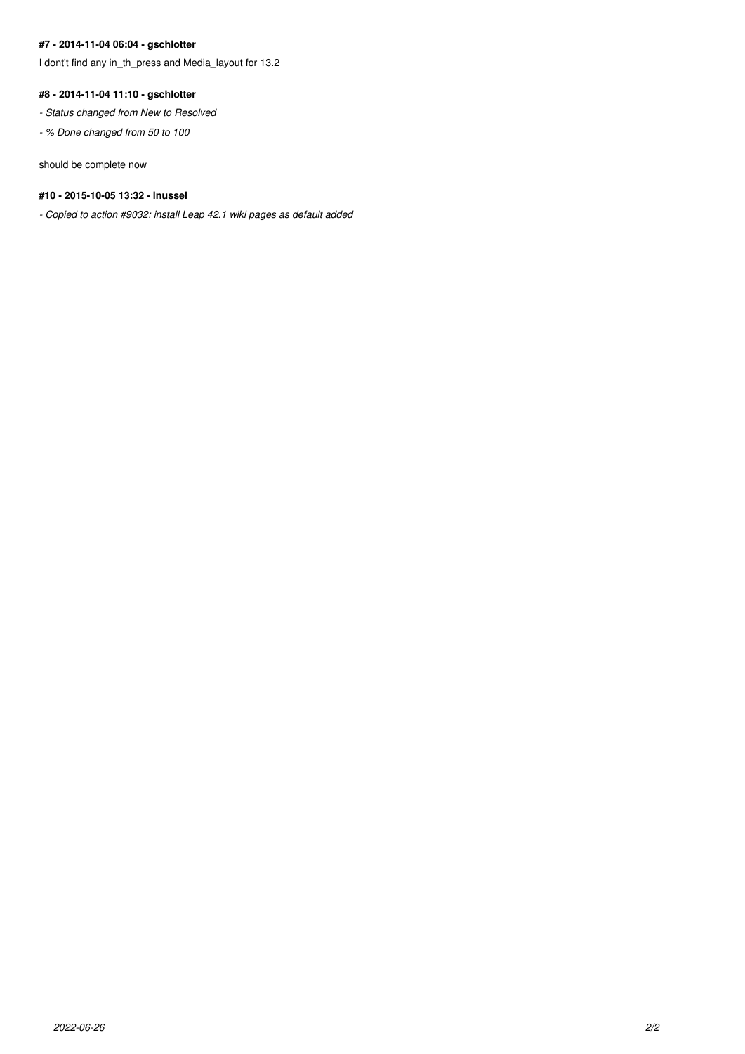#### #7 - 2014-11-04 06:04 - gschlotter

I dont't find any in_th_press and Media_layout for 13.2

#### #8 - 2014-11-04 11:10 - gschlotter

- *Status changed from New to Resolved*
- *% Done changed from 50 to 100*

should be complete now

#### #10 - 2015-10-05 13:32 - lnussel

- *Copied to action #9032: install Leap 42.1 wiki pages as default added*